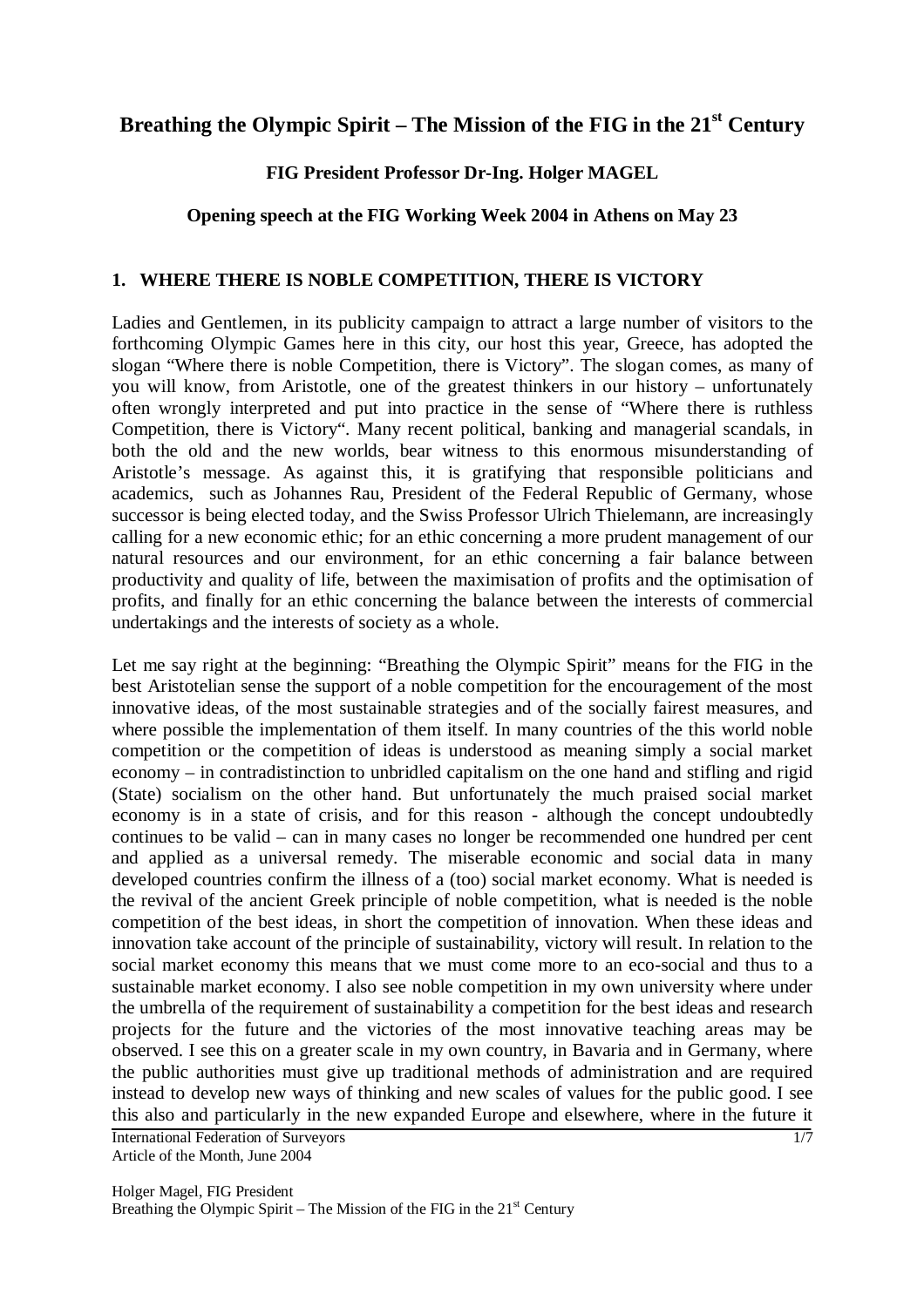# Breathing the Olympic Spirit – The Mission of the FIG in the 21st Century

**FIG President Professor Dr-Ing. Holger MAGEL**

**Opening speech at the FIG Working Week 2004 in Athens on May 23**

## 1. WHERE THERE IS NOBLE COMPETITION, THERE IS VICTORY

Ladies and Gentlemen, in its publicity campaign to attract a large number of visitors to the forthcoming Olympic Games here in this city, our host this year, Greece, has adopted the slogan "Where there is noble Competition, there is Victory". The slogan comes, as many of you will know, from Aristotle, one of the greatest thinkers in our history – unfortunately often wrongly interpreted and put into practice in the sense of "Where there is ruthless Competition, there is Victory". Many recent political, banking and managerial scandals, in both the old and the new worlds, bear witness to this enormous misunderstanding of Aristotle's message. As against this, it is gratifying that responsible politicians and academics, such as Johannes Rau, President of the Federal Republic of Germany, whose successor is being elected today, and the Swiss Professor Ulrich Thielemann, are increasingly calling for a new economic ethic; for an ethic concerning a more prudent management of our natural resources and our environment, for an ethic concerning a fair balance between productivity and quality of life, between the maximisation of profits and the optimisation of profits, and finally for an ethic concerning the balance between the interests of commercial undertakings and the interests of society as a whole.

Let me say right at the beginning: "Breathing the Olympic Spirit" means for the FIG in the best Aristotelian sense the support of a noble competition for the encouragement of the most innovative ideas, of the most sustainable strategies and of the socially fairest measures, and where possible the implementation of them itself. In many countries of the this world noble competition or the competition of ideas is understood as meaning simply a social market economy – in contradistinction to unbridled capitalism on the one hand and stifling and rigid (State) socialism on the other hand. But unfortunately the much praised social market economy is in a state of crisis, and for this reason - although the concept undoubtedly continues to be valid – can in many cases no longer be recommended one hundred per cent and applied as a universal remedy. The miserable economic and social data in many developed countries confirm the illness of a (too) social market economy. What is needed is the revival of the ancient Greek principle of noble competition, what is needed is the noble competition of the best ideas, in short the competition of innovation. When these ideas and innovation take account of the principle of sustainability, victory will result. In relation to the social market economy this means that we must come more to an eco-social and thus to a sustainable market economy. I also see noble competition in my own university where under the umbrella of the requirement of sustainability a competition for the best ideas and research projects for the future and the victories of the most innovative teaching areas may be observed. I see this on a greater scale in my own country, in Bavaria and in Germany, where the public authorities must give up traditional methods of administration and are required instead to develop new ways of thinking and new scales of values for the public good. I see this also and particularly in the new expanded Europe and elsewhere, where in the future it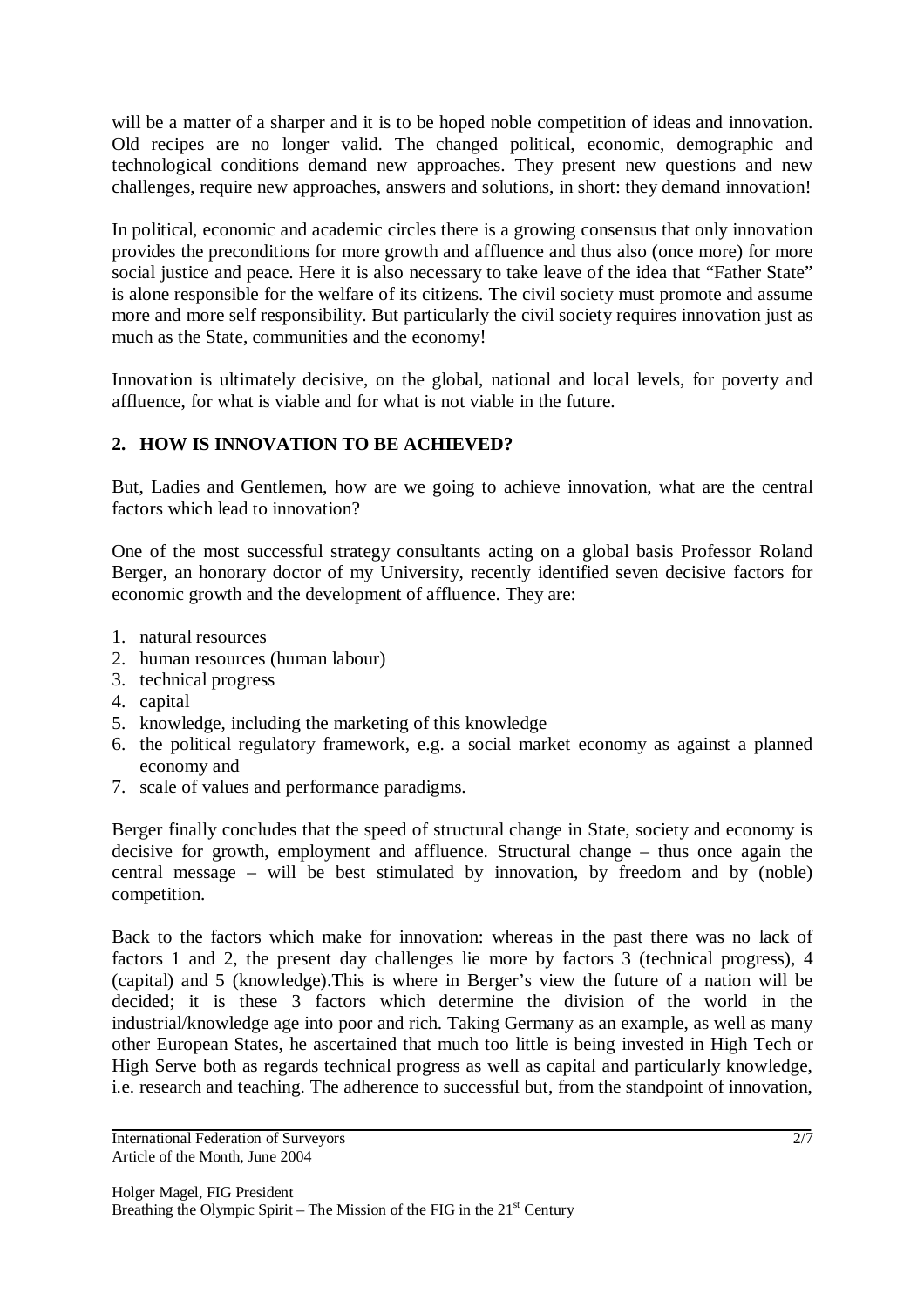will be a matter of a sharper and it is to be hoped noble competition of ideas and innovation. Old recipes are no longer valid. The changed political, economic, demographic and technological conditions demand new approaches. They present new questions and new challenges, require new approaches, answers and solutions, in short: they demand innovation!

In political, economic and academic circles there is a growing consensus that only innovation provides the preconditions for more growth and affluence and thus also (once more) for more social justice and peace. Here it is also necessary to take leave of the idea that "Father State" is alone responsible for the welfare of its citizens. The civil society must promote and assume more and more self responsibility. But particularly the civil society requires innovation just as much as the State, communities and the economy!

Innovation is ultimately decisive, on the global, national and local levels, for poverty and affluence, for what is viable and for what is not viable in the future.

## 2. HOW IS INNOVATION TO BE ACHIEVED?

But, Ladies and Gentlemen, how are we going to achieve innovation, what are the central factors which lead to innovation?

One of the most successful strategy consultants acting on a global basis Professor Roland Berger, an honorary doctor of my University, recently identified seven decisive factors for economic growth and the development of affluence. They are:

1. natural resources
2. human resources (human labour)
3. technical progress
4. capital
5. knowledge, including the marketing of this knowledge
6. the political regulatory framework, e.g. a social market economy as against a planned economy and
7. scale of values and performance paradigms.

Berger finally concludes that the speed of structural change in State, society and economy is decisive for growth, employment and affluence. Structural change – thus once again the central message – will be best stimulated by innovation, by freedom and by (noble) competition.

Back to the factors which make for innovation: whereas in the past there was no lack of factors 1 and 2, the present day challenges lie more by factors 3 (technical progress), 4 (capital) and 5 (knowledge).This is where in Berger's view the future of a nation will be decided; it is these 3 factors which determine the division of the world in the industrial/knowledge age into poor and rich. Taking Germany as an example, as well as many other European States, he ascertained that much too little is being invested in High Tech or High Serve both as regards technical progress as well as capital and particularly knowledge, i.e. research and teaching. The adherence to successful but, from the standpoint of innovation,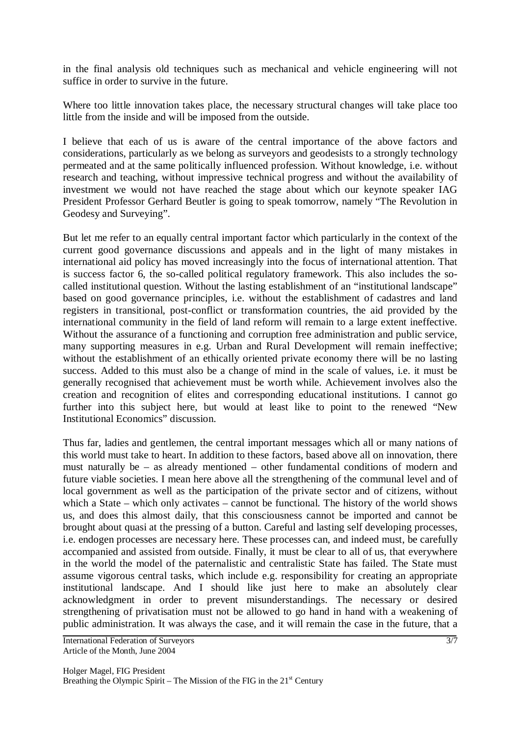in the final analysis old techniques such as mechanical and vehicle engineering will not suffice in order to survive in the future.

Where too little innovation takes place, the necessary structural changes will take place too little from the inside and will be imposed from the outside.

I believe that each of us is aware of the central importance of the above factors and considerations, particularly as we belong as surveyors and geodesists to a strongly technology permeated and at the same politically influenced profession. Without knowledge, i.e. without research and teaching, without impressive technical progress and without the availability of investment we would not have reached the stage about which our keynote speaker IAG President Professor Gerhard Beutler is going to speak tomorrow, namely "The Revolution in Geodesy and Surveying".

But let me refer to an equally central important factor which particularly in the context of the current good governance discussions and appeals and in the light of many mistakes in international aid policy has moved increasingly into the focus of international attention. That is success factor 6, the so-called political regulatory framework. This also includes the so-called institutional question. Without the lasting establishment of an "institutional landscape" based on good governance principles, i.e. without the establishment of cadastres and land registers in transitional, post-conflict or transformation countries, the aid provided by the international community in the field of land reform will remain to a large extent ineffective. Without the assurance of a functioning and corruption free administration and public service, many supporting measures in e.g. Urban and Rural Development will remain ineffective; without the establishment of an ethically oriented private economy there will be no lasting success. Added to this must also be a change of mind in the scale of values, i.e. it must be generally recognised that achievement must be worth while. Achievement involves also the creation and recognition of elites and corresponding educational institutions. I cannot go further into this subject here, but would at least like to point to the renewed "New Institutional Economics" discussion.

Thus far, ladies and gentlemen, the central important messages which all or many nations of this world must take to heart. In addition to these factors, based above all on innovation, there must naturally be – as already mentioned – other fundamental conditions of modern and future viable societies. I mean here above all the strengthening of the communal level and of local government as well as the participation of the private sector and of citizens, without which a State – which only activates – cannot be functional. The history of the world shows us, and does this almost daily, that this consciousness cannot be imported and cannot be brought about quasi at the pressing of a button. Careful and lasting self developing processes, i.e. endogen processes are necessary here. These processes can, and indeed must, be carefully accompanied and assisted from outside. Finally, it must be clear to all of us, that everywhere in the world the model of the paternalistic and centralistic State has failed. The State must assume vigorous central tasks, which include e.g. responsibility for creating an appropriate institutional landscape. And I should like just here to make an absolutely clear acknowledgment in order to prevent misunderstandings. The necessary or desired strengthening of privatisation must not be allowed to go hand in hand with a weakening of public administration. It was always the case, and it will remain the case in the future, that a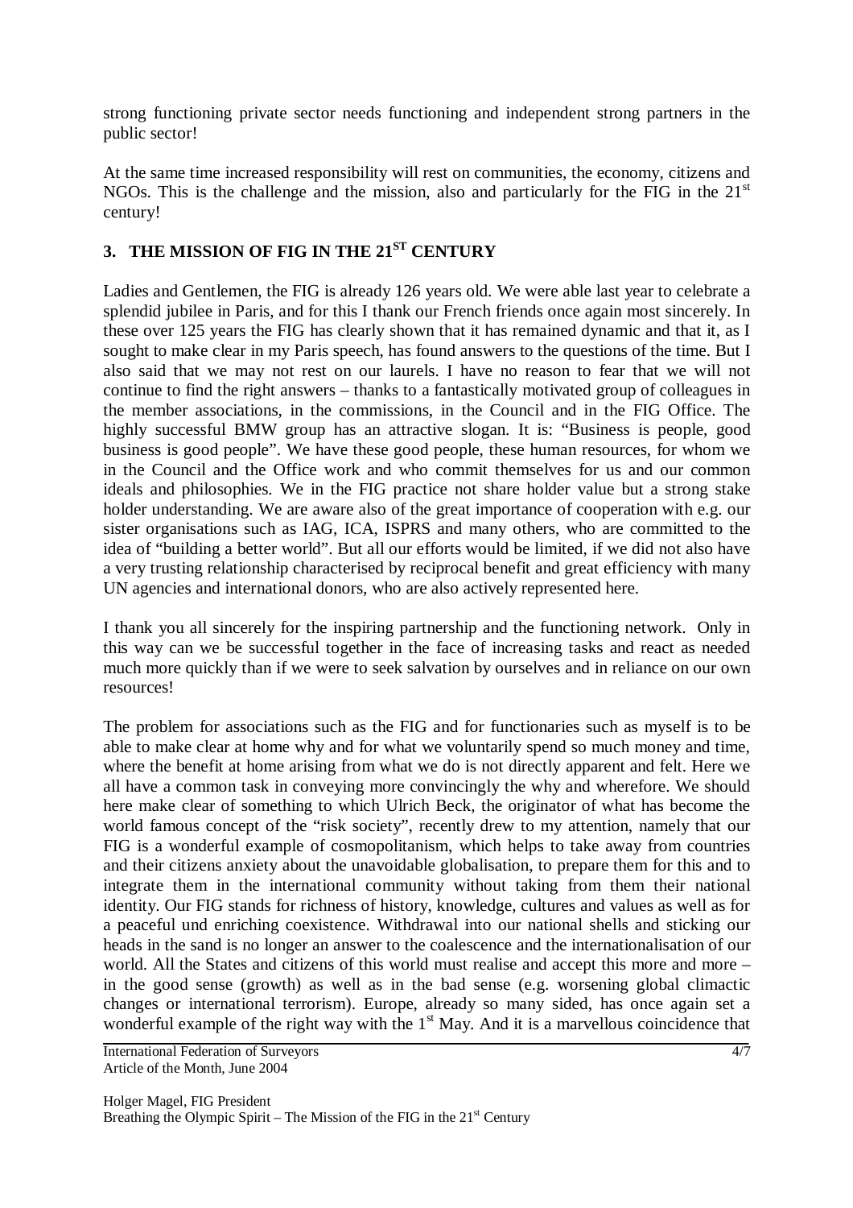strong functioning private sector needs functioning and independent strong partners in the public sector!

At the same time increased responsibility will rest on communities, the economy, citizens and NGOs. This is the challenge and the mission, also and particularly for the FIG in the 21st century!

## 3. THE MISSION OF FIG IN THE 21ST CENTURY

Ladies and Gentlemen, the FIG is already 126 years old. We were able last year to celebrate a splendid jubilee in Paris, and for this I thank our French friends once again most sincerely. In these over 125 years the FIG has clearly shown that it has remained dynamic and that it, as I sought to make clear in my Paris speech, has found answers to the questions of the time. But I also said that we may not rest on our laurels. I have no reason to fear that we will not continue to find the right answers – thanks to a fantastically motivated group of colleagues in the member associations, in the commissions, in the Council and in the FIG Office. The highly successful BMW group has an attractive slogan. It is: "Business is people, good business is good people". We have these good people, these human resources, for whom we in the Council and the Office work and who commit themselves for us and our common ideals and philosophies. We in the FIG practice not share holder value but a strong stake holder understanding. We are aware also of the great importance of cooperation with e.g. our sister organisations such as IAG, ICA, ISPRS and many others, who are committed to the idea of "building a better world". But all our efforts would be limited, if we did not also have a very trusting relationship characterised by reciprocal benefit and great efficiency with many UN agencies and international donors, who are also actively represented here.

I thank you all sincerely for the inspiring partnership and the functioning network. Only in this way can we be successful together in the face of increasing tasks and react as needed much more quickly than if we were to seek salvation by ourselves and in reliance on our own resources!

The problem for associations such as the FIG and for functionaries such as myself is to be able to make clear at home why and for what we voluntarily spend so much money and time, where the benefit at home arising from what we do is not directly apparent and felt. Here we all have a common task in conveying more convincingly the why and wherefore. We should here make clear of something to which Ulrich Beck, the originator of what has become the world famous concept of the "risk society", recently drew to my attention, namely that our FIG is a wonderful example of cosmopolitanism, which helps to take away from countries and their citizens anxiety about the unavoidable globalisation, to prepare them for this and to integrate them in the international community without taking from them their national identity. Our FIG stands for richness of history, knowledge, cultures and values as well as for a peaceful und enriching coexistence. Withdrawal into our national shells and sticking our heads in the sand is no longer an answer to the coalescence and the internationalisation of our world. All the States and citizens of this world must realise and accept this more and more – in the good sense (growth) as well as in the bad sense (e.g. worsening global climactic changes or international terrorism). Europe, already so many sided, has once again set a wonderful example of the right way with the 1st May. And it is a marvellous coincidence that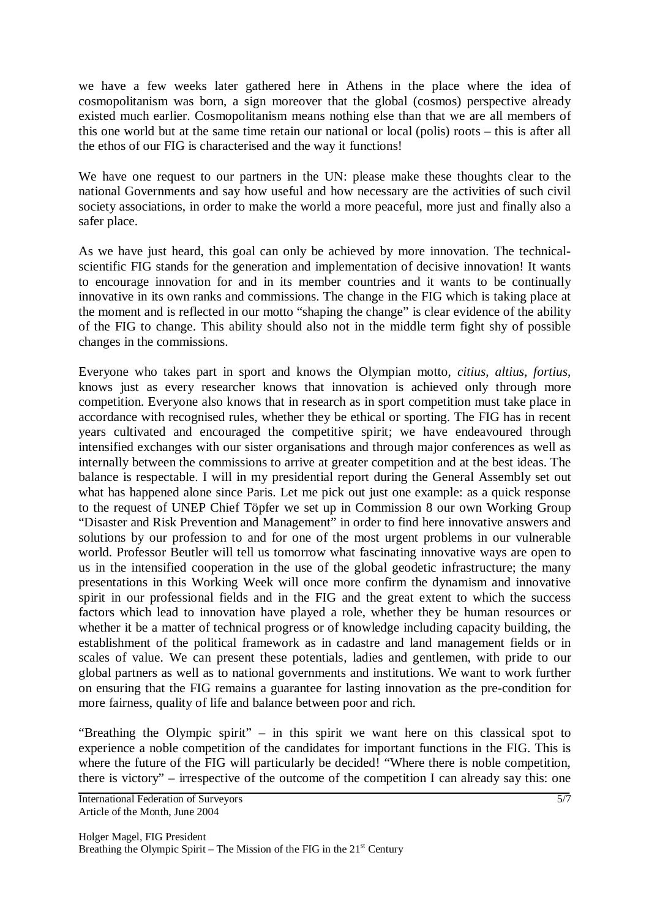we have a few weeks later gathered here in Athens in the place where the idea of cosmopolitanism was born, a sign moreover that the global (cosmos) perspective already existed much earlier. Cosmopolitanism means nothing else than that we are all members of this one world but at the same time retain our national or local (polis) roots – this is after all the ethos of our FIG is characterised and the way it functions!

We have one request to our partners in the UN: please make these thoughts clear to the national Governments and say how useful and how necessary are the activities of such civil society associations, in order to make the world a more peaceful, more just and finally also a safer place.

As we have just heard, this goal can only be achieved by more innovation. The technical-scientific FIG stands for the generation and implementation of decisive innovation! It wants to encourage innovation for and in its member countries and it wants to be continually innovative in its own ranks and commissions. The change in the FIG which is taking place at the moment and is reflected in our motto "shaping the change" is clear evidence of the ability of the FIG to change. This ability should also not in the middle term fight shy of possible changes in the commissions.

Everyone who takes part in sport and knows the Olympian motto, *citius*, *altius*, *fortius*, knows just as every researcher knows that innovation is achieved only through more competition. Everyone also knows that in research as in sport competition must take place in accordance with recognised rules, whether they be ethical or sporting. The FIG has in recent years cultivated and encouraged the competitive spirit; we have endeavoured through intensified exchanges with our sister organisations and through major conferences as well as internally between the commissions to arrive at greater competition and at the best ideas. The balance is respectable. I will in my presidential report during the General Assembly set out what has happened alone since Paris. Let me pick out just one example: as a quick response to the request of UNEP Chief Töpfer we set up in Commission 8 our own Working Group "Disaster and Risk Prevention and Management" in order to find here innovative answers and solutions by our profession to and for one of the most urgent problems in our vulnerable world. Professor Beutler will tell us tomorrow what fascinating innovative ways are open to us in the intensified cooperation in the use of the global geodetic infrastructure; the many presentations in this Working Week will once more confirm the dynamism and innovative spirit in our professional fields and in the FIG and the great extent to which the success factors which lead to innovation have played a role, whether they be human resources or whether it be a matter of technical progress or of knowledge including capacity building, the establishment of the political framework as in cadastre and land management fields or in scales of value. We can present these potentials, ladies and gentlemen, with pride to our global partners as well as to national governments and institutions. We want to work further on ensuring that the FIG remains a guarantee for lasting innovation as the pre-condition for more fairness, quality of life and balance between poor and rich.

"Breathing the Olympic spirit" – in this spirit we want here on this classical spot to experience a noble competition of the candidates for important functions in the FIG. This is where the future of the FIG will particularly be decided! "Where there is noble competition, there is victory" – irrespective of the outcome of the competition I can already say this: one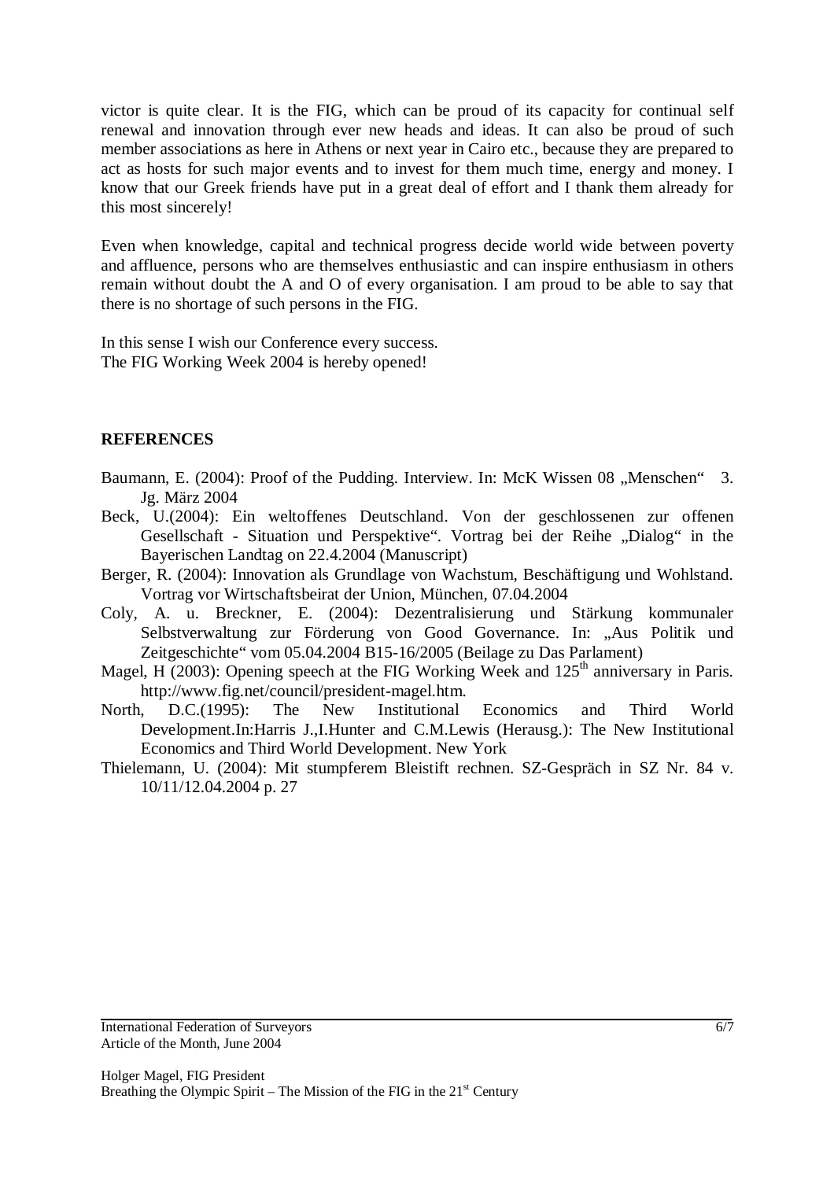victor is quite clear. It is the FIG, which can be proud of its capacity for continual self renewal and innovation through ever new heads and ideas. It can also be proud of such member associations as here in Athens or next year in Cairo etc., because they are prepared to act as hosts for such major events and to invest for them much time, energy and money. I know that our Greek friends have put in a great deal of effort and I thank them already for this most sincerely!

Even when knowledge, capital and technical progress decide world wide between poverty and affluence, persons who are themselves enthusiastic and can inspire enthusiasm in others remain without doubt the A and O of every organisation. I am proud to be able to say that there is no shortage of such persons in the FIG.

In this sense I wish our Conference every success.
The FIG Working Week 2004 is hereby opened!

## REFERENCES

Baumann, E. (2004): Proof of the Pudding. Interview. In: McK Wissen 08 „Menschen" 3. Jg. März 2004

Beck, U.(2004): Ein weltoffenes Deutschland. Von der geschlossenen zur offenen Gesellschaft - Situation und Perspektive". Vortrag bei der Reihe „Dialog" in the Bayerischen Landtag on 22.4.2004 (Manuscript)

Berger, R. (2004): Innovation als Grundlage von Wachstum, Beschäftigung und Wohlstand. Vortrag vor Wirtschaftsbeirat der Union, München, 07.04.2004

Coly, A. u. Breckner, E. (2004): Dezentralisierung und Stärkung kommunaler Selbstverwaltung zur Förderung von Good Governance. In: „Aus Politik und Zeitgeschichte" vom 05.04.2004 B15-16/2005 (Beilage zu Das Parlament)

Magel, H (2003): Opening speech at the FIG Working Week and 125th anniversary in Paris. http://www.fig.net/council/president-magel.htm.

North, D.C.(1995): The New Institutional Economics and Third World Development.In:Harris J.,I.Hunter and C.M.Lewis (Herausg.): The New Institutional Economics and Third World Development. New York

Thielemann, U. (2004): Mit stumpferem Bleistift rechnen. SZ-Gespräch in SZ Nr. 84 v. 10/11/12.04.2004 p. 27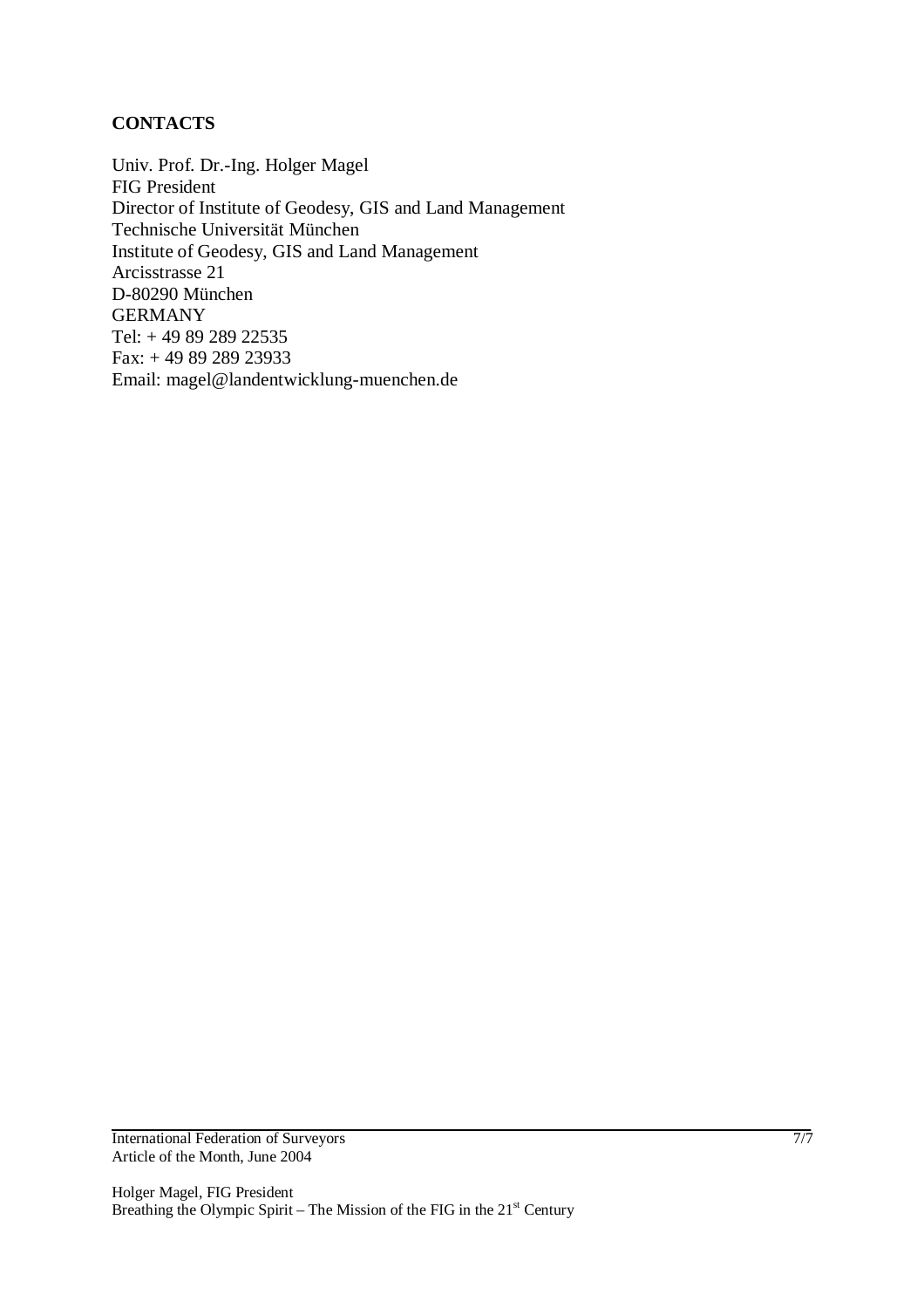**CONTACTS**

Univ. Prof. Dr.-Ing. Holger Magel
FIG President
Director of Institute of Geodesy, GIS and Land Management
Technische Universität München
Institute of Geodesy, GIS and Land Management
Arcisstrasse 21
D-80290 München
GERMANY
Tel: + 49 89 289 22535
Fax: + 49 89 289 23933
Email: magel@landentwicklung-muenchen.de